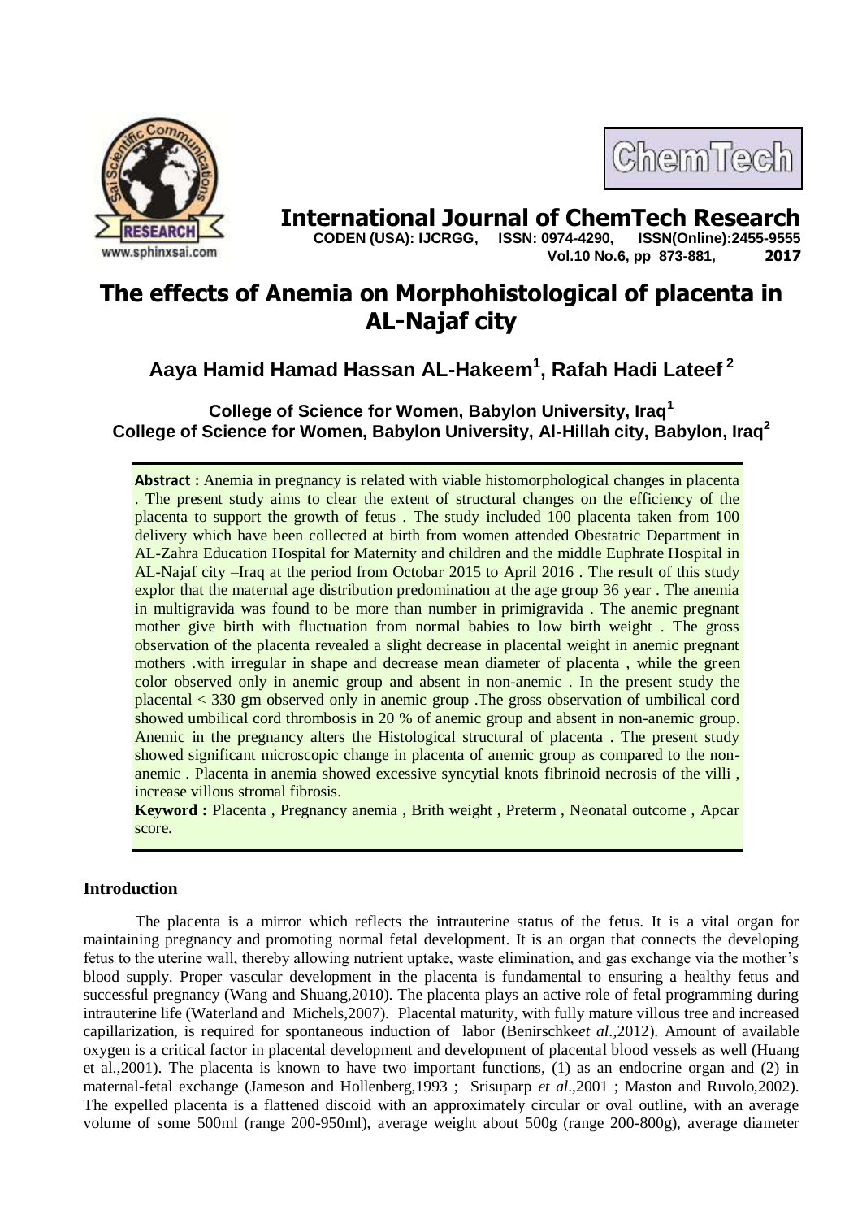# The effects of Anemia on Morphohistological of placenta in AL-Najaf city

**Aaya Hamid Hamad Hassan AL-Hakeem[1], Rafah Hadi Lateef [2]**

**College of Science for Women, Babylon University, Iraq[1]**
**College of Science for Women, Babylon University, Al-Hillah city, Babylon, Iraq[2]**

**Abstract :** Anemia in pregnancy is related with viable histomorphological changes in placenta . The present study aims to clear the extent of structural changes on the efficiency of the placenta to support the growth of fetus . The study included 100 placenta taken from 100 delivery which have been collected at birth from women attended Obestatric Department in AL-Zahra Education Hospital for Maternity and children and the middle Euphrate Hospital in AL-Najaf city –Iraq at the period from Octobar 2015 to April 2016 . The result of this study explor that the maternal age distribution predomination at the age group 36 year . The anemia in multigravida was found to be more than number in primigravida . The anemic pregnant mother give birth with fluctuation from normal babies to low birth weight . The gross observation of the placenta revealed a slight decrease in placental weight in anemic pregnant mothers .with irregular in shape and decrease mean diameter of placenta , while the green color observed only in anemic group and absent in non-anemic . In the present study the placental < 330 gm observed only in anemic group .The gross observation of umbilical cord showed umbilical cord thrombosis in 20 % of anemic group and absent in non-anemic group. Anemic in the pregnancy alters the Histological structural of placenta . The present study showed significant microscopic change in placenta of anemic group as compared to the non-anemic . Placenta in anemia showed excessive syncytial knots fibrinoid necrosis of the villi , increase villous stromal fibrosis.

**Keyword :** Placenta , Pregnancy anemia , Brith weight , Preterm , Neonatal outcome , Apcar score.

## Introduction

The placenta is a mirror which reflects the intrauterine status of the fetus. It is a vital organ for maintaining pregnancy and promoting normal fetal development. It is an organ that connects the developing fetus to the uterine wall, thereby allowing nutrient uptake, waste elimination, and gas exchange via the mother's blood supply. Proper vascular development in the placenta is fundamental to ensuring a healthy fetus and successful pregnancy (Wang and Shuang,2010). The placenta plays an active role of fetal programming during intrauterine life (Waterland and Michels,2007). Placental maturity, with fully mature villous tree and increased capillarization, is required for spontaneous induction of labor (Benirschke*et al*.,2012). Amount of available oxygen is a critical factor in placental development and development of placental blood vessels as well (Huang et al.,2001). The placenta is known to have two important functions, (1) as an endocrine organ and (2) in maternal-fetal exchange (Jameson and Hollenberg,1993 ; Srisuparp *et al*.,2001 ; Maston and Ruvolo,2002). The expelled placenta is a flattened discoid with an approximately circular or oval outline, with an average volume of some 500ml (range 200-950ml), average weight about 500g (range 200-800g), average diameter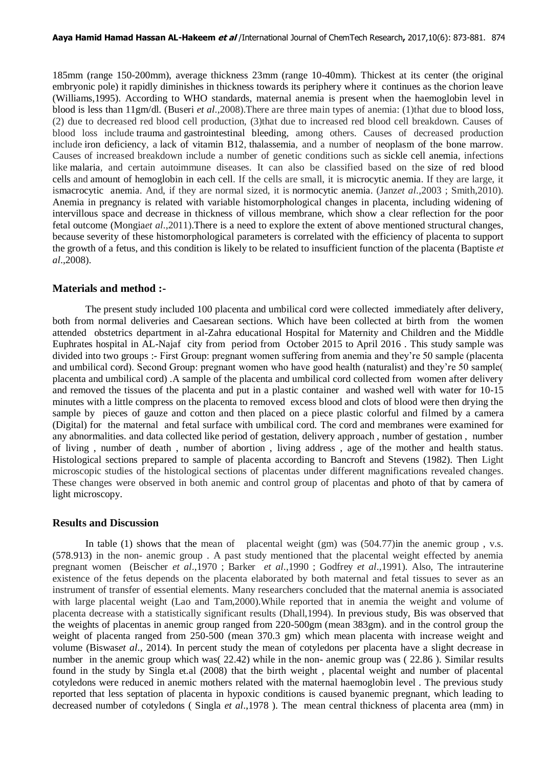185mm (range 150-200mm), average thickness 23mm (range 10-40mm). Thickest at its center (the original embryonic pole) it rapidly diminishes in thickness towards its periphery where it continues as the chorion leave (Williams,1995). According to WHO standards, maternal anemia is present when the haemoglobin level in blood is less than 11gm/dl. (Buseri *et al*.,2008).There are three main types of anemia: (1)that due to blood loss, (2) due to decreased red blood cell production, (3)that due to increased red blood cell breakdown. Causes of blood loss include trauma and gastrointestinal bleeding, among others. Causes of decreased production include iron deficiency, a lack of vitamin B12, thalassemia, and a number of neoplasm of the bone marrow. Causes of increased breakdown include a number of genetic conditions such as sickle cell anemia, infections like malaria, and certain autoimmune diseases. It can also be classified based on the size of red blood cells and amount of hemoglobin in each cell. If the cells are small, it is microcytic anemia. If they are large, it ismacrocytic anemia. And, if they are normal sized, it is normocytic anemia. (Janz*et al*.,2003 ; Smith,2010). Anemia in pregnancy is related with variable histomorphological changes in placenta, including widening of intervillous space and decrease in thickness of villous membrane, which show a clear reflection for the poor fetal outcome (Mongia*et al*.,2011).There is a need to explore the extent of above mentioned structural changes, because severity of these histomorphological parameters is correlated with the efficiency of placenta to support the growth of a fetus, and this condition is likely to be related to insufficient function of the placenta (Baptiste *et al*.,2008).

## Materials and method :-

The present study included 100 placenta and umbilical cord were collected immediately after delivery, both from normal deliveries and Caesarean sections. Which have been collected at birth from the women attended obstetrics department in al-Zahra educational Hospital for Maternity and Children and the Middle Euphrates hospital in AL-Najaf city from period from October 2015 to April 2016 . This study sample was divided into two groups :- First Group: pregnant women suffering from anemia and they're 50 sample (placenta and umbilical cord). Second Group: pregnant women who have good health (naturalist) and they're 50 sample( placenta and umbilical cord) .A sample of the placenta and umbilical cord collected from women after delivery and removed the tissues of the placenta and put in a plastic container and washed well with water for 10-15 minutes with a little compress on the placenta to removed excess blood and clots of blood were then drying the sample by pieces of gauze and cotton and then placed on a piece plastic colorful and filmed by a camera (Digital) for the maternal and fetal surface with umbilical cord. The cord and membranes were examined for any abnormalities. and data collected like period of gestation, delivery approach , number of gestation , number of living , number of death , number of abortion , living address , age of the mother and health status. Histological sections prepared to sample of placenta according to Bancroft and Stevens (1982). Then Light microscopic studies of the histological sections of placentas under different magnifications revealed changes. These changes were observed in both anemic and control group of placentas and photo of that by camera of light microscopy.

## Results and Discussion

In table (1) shows that the mean of placental weight (gm) was (504.77)in the anemic group , v.s. (578.913) in the non- anemic group . A past study mentioned that the placental weight effected by anemia pregnant women (Beischer *et al*.,1970 ; Barker *et al*.,1990 ; Godfrey *et al*.,1991). Also, The intrauterine existence of the fetus depends on the placenta elaborated by both maternal and fetal tissues to sever as an instrument of transfer of essential elements. Many researchers concluded that the maternal anemia is associated with large placental weight (Lao and Tam,2000).While reported that in anemia the weight and volume of placenta decrease with a statistically significant results (Dhall,1994). In previous study, Bis was observed that the weights of placentas in anemic group ranged from 220-500gm (mean 383gm). and in the control group the weight of placenta ranged from 250-500 (mean 370.3 gm) which mean placenta with increase weight and volume (Biswas*et al.*, 2014). In percent study the mean of cotyledons per placenta have a slight decrease in number in the anemic group which was( 22.42) while in the non- anemic group was ( 22.86 ). Similar results found in the study by Singla et.al (2008) that the birth weight , placental weight and number of placental cotyledons were reduced in anemic mothers related with the maternal haemoglobin level . The previous study reported that less septation of placenta in hypoxic conditions is caused byanemic pregnant, which leading to decreased number of cotyledons ( Singla *et al*.,1978 ). The mean central thickness of placenta area (mm) in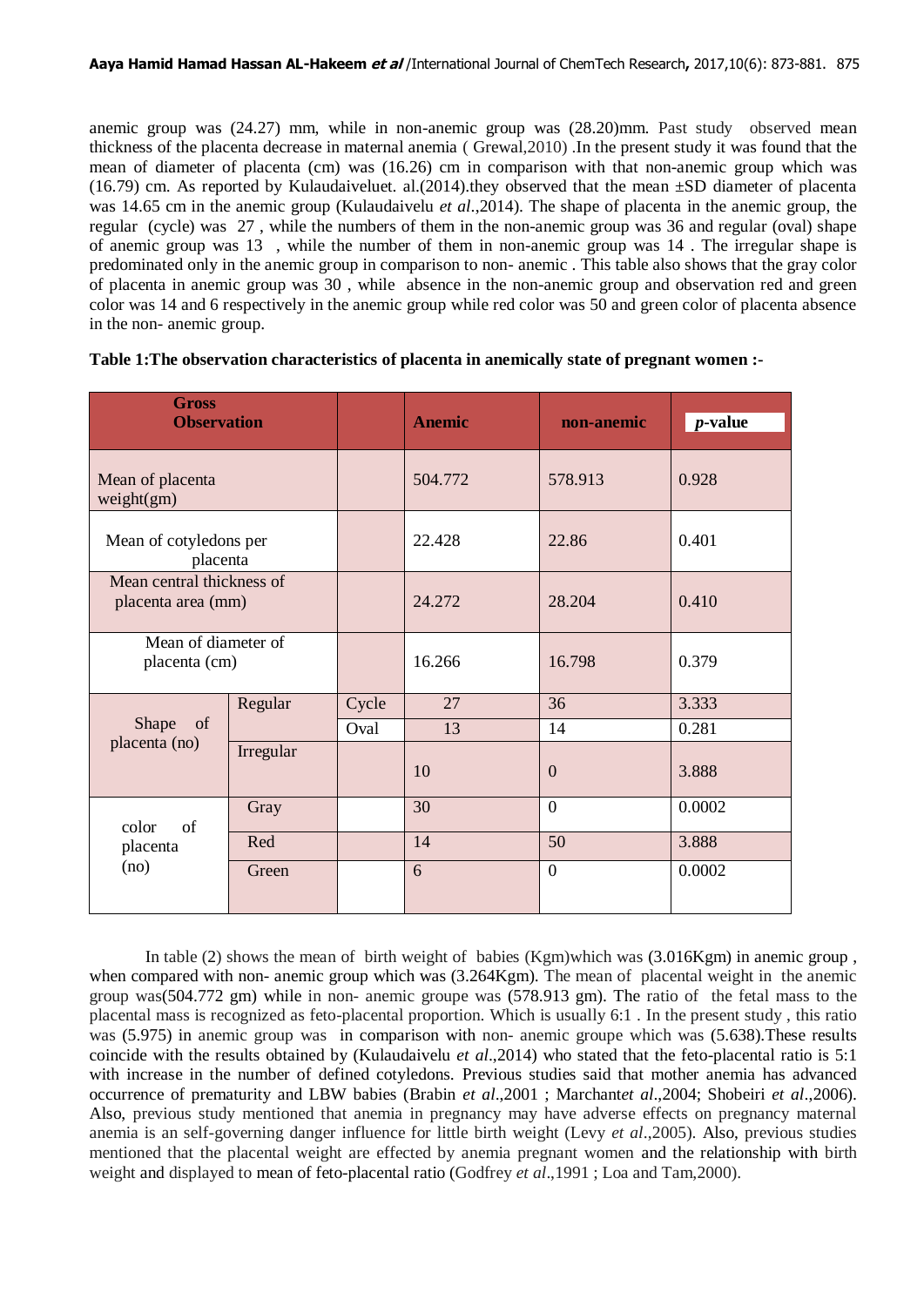anemic group was (24.27) mm, while in non-anemic group was (28.20)mm. Past study observed mean thickness of the placenta decrease in maternal anemia ( Grewal,2010) .In the present study it was found that the mean of diameter of placenta (cm) was (16.26) cm in comparison with that non-anemic group which was (16.79) cm. As reported by Kulaudaiveluet. al.(2014).they observed that the mean ±SD diameter of placenta was 14.65 cm in the anemic group (Kulaudaivelu *et al*.,2014). The shape of placenta in the anemic group, the regular (cycle) was 27 , while the numbers of them in the non-anemic group was 36 and regular (oval) shape of anemic group was 13 , while the number of them in non-anemic group was 14 . The irregular shape is predominated only in the anemic group in comparison to non- anemic . This table also shows that the gray color of placenta in anemic group was 30 , while absence in the non-anemic group and observation red and green color was 14 and 6 respectively in the anemic group while red color was 50 and green color of placenta absence in the non- anemic group.

**Table 1:The observation characteristics of placenta in anemically state of pregnant women :-**

| Gross Observation | | | Anemic | non-anemic | *p*-value |
|---|---|---|---|---|---|
| Mean of placenta weight(gm) | | | 504.772 | 578.913 | 0.928 |
| Mean of cotyledons per placenta | | | 22.428 | 22.86 | 0.401 |
| Mean central thickness of placenta area (mm) | | | 24.272 | 28.204 | 0.410 |
| Mean of diameter of placenta (cm) | | | 16.266 | 16.798 | 0.379 |
| Shape of placenta (no) | Regular | Cycle | 27 | 36 | 3.333 |
| | | Oval | 13 | 14 | 0.281 |
| | Irregular | | 10 | 0 | 3.888 |
| color of placenta (no) | Gray | | 30 | 0 | 0.0002 |
| | Red | | 14 | 50 | 3.888 |
| | Green | | 6 | 0 | 0.0002 |

In table (2) shows the mean of birth weight of babies (Kgm)which was (3.016Kgm) in anemic group , when compared with non- anemic group which was (3.264Kgm). The mean of placental weight in the anemic group was(504.772 gm) while in non- anemic groupe was (578.913 gm). The ratio of the fetal mass to the placental mass is recognized as feto-placental proportion. Which is usually 6:1 . In the present study , this ratio was (5.975) in anemic group was in comparison with non- anemic groupe which was (5.638).These results coincide with the results obtained by (Kulaudaivelu *et al*.,2014) who stated that the feto-placental ratio is 5:1 with increase in the number of defined cotyledons. Previous studies said that mother anemia has advanced occurrence of prematurity and LBW babies (Brabin *et al*.,2001 ; Marchant*et al*.,2004; Shobeiri *et al*.,2006). Also, previous study mentioned that anemia in pregnancy may have adverse effects on pregnancy maternal anemia is an self-governing danger influence for little birth weight (Levy *et al*.,2005). Also, previous studies mentioned that the placental weight are effected by anemia pregnant women and the relationship with birth weight and displayed to mean of feto-placental ratio (Godfrey *et al*.,1991 ; Loa and Tam,2000).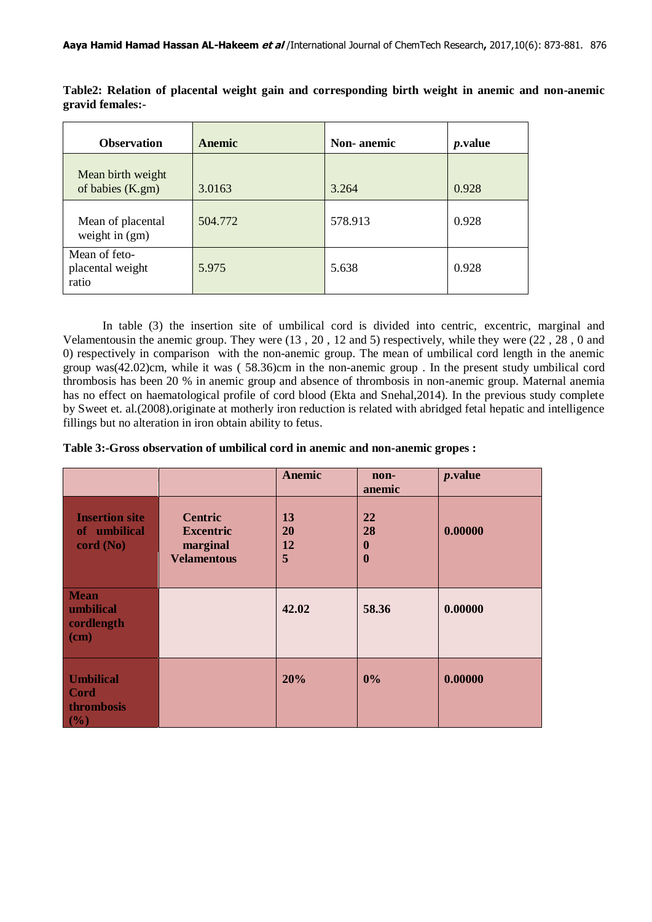**Table2: Relation of placental weight gain and corresponding birth weight in anemic and non-anemic gravid females:-**

| Observation | Anemic | Non- anemic | *p*.value |
|---|---|---|---|
| Mean birth weight of babies (K.gm) | 3.0163 | 3.264 | 0.928 |
| Mean of placental weight in (gm) | 504.772 | 578.913 | 0.928 |
| Mean of feto-placental weight ratio | 5.975 | 5.638 | 0.928 |

In table (3) the insertion site of umbilical cord is divided into centric, excentric, marginal and Velamentousin the anemic group. They were (13 , 20 , 12 and 5) respectively, while they were (22 , 28 , 0 and 0) respectively in comparison with the non-anemic group. The mean of umbilical cord length in the anemic group was(42.02)cm, while it was ( 58.36)cm in the non-anemic group . In the present study umbilical cord thrombosis has been 20 % in anemic group and absence of thrombosis in non-anemic group. Maternal anemia has no effect on haematological profile of cord blood (Ekta and Snehal,2014). In the previous study complete by Sweet et. al.(2008).originate at motherly iron reduction is related with abridged fetal hepatic and intelligence fillings but no alteration in iron obtain ability to fetus.

**Table 3:-Gross observation of umbilical cord in anemic and non-anemic gropes :**

| | | Anemic | non-anemic | *p*.value |
|---|---|---|---|---|
| **Insertion site of umbilical cord (No)** | **Centric**<br>**Excentric**<br>**marginal**<br>**Velamentous** | **13**<br>**20**<br>**12**<br>**5** | **22**<br>**28**<br>**0**<br>**0** | **0.00000** |
| **Mean umbilical cordlength (cm)** | | **42.02** | **58.36** | **0.00000** |
| **Umbilical Cord thrombosis (%)** | | **20%** | **0%** | **0.00000** |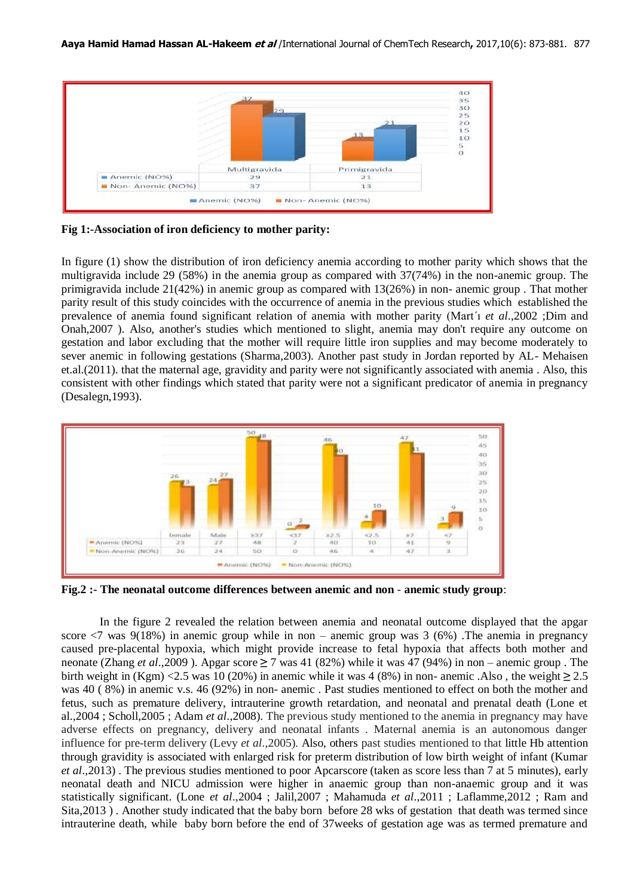| | Multigravida | Primigravida |
|---|---|---|
| Anemic (NO%) | 29 | 21 |
| Non- Anemic (NO%) | 37 | 13 |

**Fig 1:-Association of iron deficiency to mother parity:**

In figure (1) show the distribution of iron deficiency anemia according to mother parity which shows that the multigravida include 29 (58%) in the anemia group as compared with 37(74%) in the non-anemic group. The primigravida include 21(42%) in anemic group as compared with 13(26%) in non- anemic group . That mother parity result of this study coincides with the occurrence of anemia in the previous studies which established the prevalence of anemia found significant relation of anemia with mother parity (Mart´ı *et al*.,2002 ;Dim and Onah,2007 ). Also, another's studies which mentioned to slight, anemia may don't require any outcome on gestation and labor excluding that the mother will require little iron supplies and may become moderately to sever anemic in following gestations (Sharma,2003). Another past study in Jordan reported by AL- Mehaisen et.al.(2011). that the maternal age, gravidity and parity were not significantly associated with anemia . Also, this consistent with other findings which stated that parity were not a significant predicator of anemia in pregnancy (Desalegn,1993).

| | female | Male | ≥37 | <37 | ≥2.5 | <2.5 | ≥7 | <7 |
|---|---|---|---|---|---|---|---|---|
| Anemic (NO%) | 23 | 27 | 48 | 2 | 40 | 10 | 41 | 9 |
| Non-Anemic (NO%) | 26 | 24 | 50 | 0 | 46 | 4 | 47 | 3 |

**Fig.2 :- The neonatal outcome differences between anemic and non - anemic study group**:

In the figure 2 revealed the relation between anemia and neonatal outcome displayed that the apgar score <7 was 9(18%) in anemic group while in non – anemic group was 3 (6%) .The anemia in pregnancy caused pre-placental hypoxia, which might provide increase to fetal hypoxia that affects both mother and neonate (Zhang *et al*.,2009 ). Apgar score ≥ 7 was 41 (82%) while it was 47 (94%) in non – anemic group . The birth weight in (Kgm) <2.5 was 10 (20%) in anemic while it was 4 (8%) in non- anemic .Also , the weight ≥ 2.5 was 40 ( 8%) in anemic v.s. 46 (92%) in non- anemic . Past studies mentioned to effect on both the mother and fetus, such as premature delivery, intrauterine growth retardation, and neonatal and prenatal death (Lone et al.,2004 ; Scholl,2005 ; Adam *et al*.,2008). The previous study mentioned to the anemia in pregnancy may have adverse effects on pregnancy, delivery and neonatal infants . Maternal anemia is an autonomous danger influence for pre-term delivery (Levy *et al*.,2005). Also, others past studies mentioned to that little Hb attention through gravidity is associated with enlarged risk for preterm distribution of low birth weight of infant (Kumar *et al*.,2013) . The previous studies mentioned to poor Apcarscore (taken as score less than 7 at 5 minutes), early neonatal death and NICU admission were higher in anaemic group than non-anaemic group and it was statistically significant. (Lone *et al*.,2004 ; Jalil,2007 ; Mahamuda *et al*.,2011 ; Laflamme,2012 ; Ram and Sita,2013 ) . Another study indicated that the baby born before 28 wks of gestation that death was termed since intrauterine death, while baby born before the end of 37weeks of gestation age was as termed premature and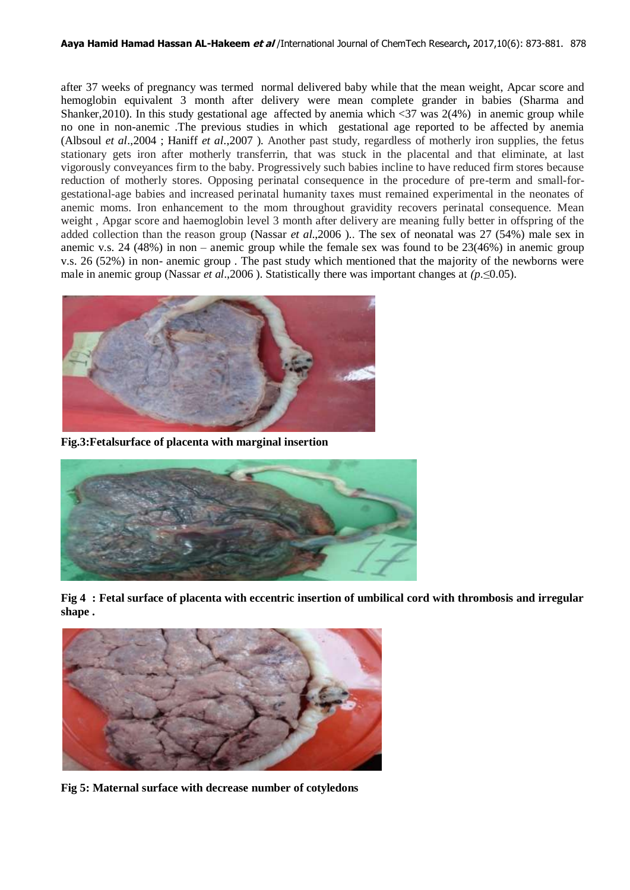after 37 weeks of pregnancy was termed normal delivered baby while that the mean weight, Apcar score and hemoglobin equivalent 3 month after delivery were mean complete grander in babies (Sharma and Shanker,2010). In this study gestational age affected by anemia which <37 was 2(4%) in anemic group while no one in non-anemic .The previous studies in which gestational age reported to be affected by anemia (Albsoul *et al*.,2004 ; Haniff *et al*.,2007 ). Another past study, regardless of motherly iron supplies, the fetus stationary gets iron after motherly transferrin, that was stuck in the placental and that eliminate, at last vigorously conveyances firm to the baby. Progressively such babies incline to have reduced firm stores because reduction of motherly stores. Opposing perinatal consequence in the procedure of pre-term and small-for-gestational-age babies and increased perinatal humanity taxes must remained experimental in the neonates of anemic moms. Iron enhancement to the mom throughout gravidity recovers perinatal consequence. Mean weight , Apgar score and haemoglobin level 3 month after delivery are meaning fully better in offspring of the added collection than the reason group (Nassar *et al*.,2006 ).. The sex of neonatal was 27 (54%) male sex in anemic v.s. 24 (48%) in non – anemic group while the female sex was found to be 23(46%) in anemic group v.s. 26 (52%) in non- anemic group . The past study which mentioned that the majority of the newborns were male in anemic group (Nassar *et al*.,2006 ). Statistically there was important changes at $(p.\leq 0.05)$.

**Fig.3:Fetalsurface of placenta with marginal insertion**

**Fig 4 : Fetal surface of placenta with eccentric insertion of umbilical cord with thrombosis and irregular shape .**

**Fig 5: Maternal surface with decrease number of cotyledons**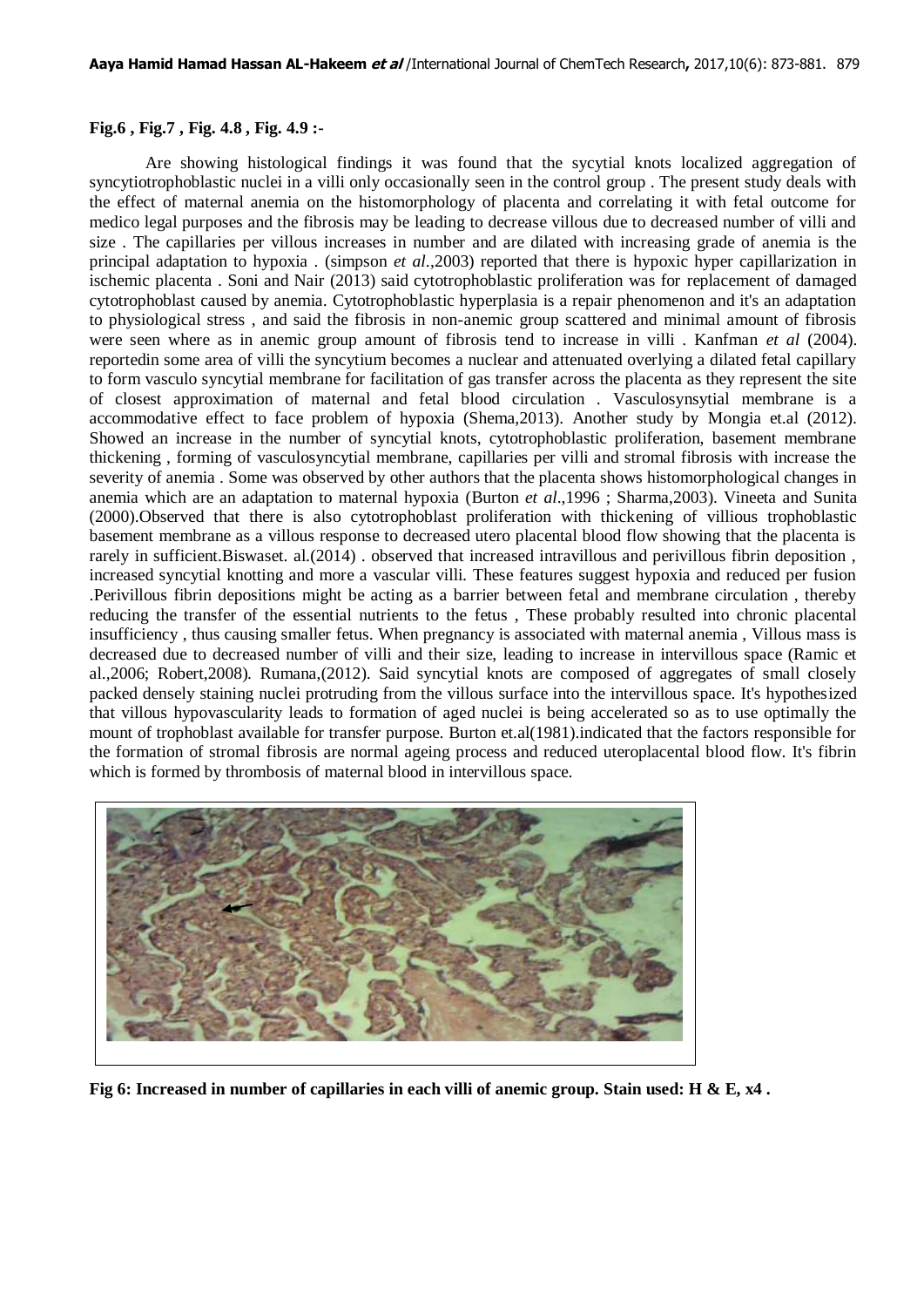**Fig.6 , Fig.7 , Fig. 4.8 , Fig. 4.9 :-**

Are showing histological findings it was found that the sycytial knots localized aggregation of syncytiotrophoblastic nuclei in a villi only occasionally seen in the control group . The present study deals with the effect of maternal anemia on the histomorphology of placenta and correlating it with fetal outcome for medico legal purposes and the fibrosis may be leading to decrease villous due to decreased number of villi and size . The capillaries per villous increases in number and are dilated with increasing grade of anemia is the principal adaptation to hypoxia . (simpson *et al*.,2003) reported that there is hypoxic hyper capillarization in ischemic placenta . Soni and Nair (2013) said cytotrophoblastic proliferation was for replacement of damaged cytotrophoblast caused by anemia. Cytotrophoblastic hyperplasia is a repair phenomenon and it's an adaptation to physiological stress , and said the fibrosis in non-anemic group scattered and minimal amount of fibrosis were seen where as in anemic group amount of fibrosis tend to increase in villi . Kanfman *et al* (2004). reportedin some area of villi the syncytium becomes a nuclear and attenuated overlying a dilated fetal capillary to form vasculo syncytial membrane for facilitation of gas transfer across the placenta as they represent the site of closest approximation of maternal and fetal blood circulation . Vasculosynsytial membrane is a accommodative effect to face problem of hypoxia (Shema,2013). Another study by Mongia et.al (2012). Showed an increase in the number of syncytial knots, cytotrophoblastic proliferation, basement membrane thickening , forming of vasculosyncytial membrane, capillaries per villi and stromal fibrosis with increase the severity of anemia . Some was observed by other authors that the placenta shows histomorphological changes in anemia which are an adaptation to maternal hypoxia (Burton *et al*.,1996 ; Sharma,2003). Vineeta and Sunita (2000).Observed that there is also cytotrophoblast proliferation with thickening of villious trophoblastic basement membrane as a villous response to decreased utero placental blood flow showing that the placenta is rarely in sufficient.Biswaset. al.(2014) . observed that increased intravillous and perivillous fibrin deposition , increased syncytial knotting and more a vascular villi. These features suggest hypoxia and reduced per fusion .Perivillous fibrin depositions might be acting as a barrier between fetal and membrane circulation , thereby reducing the transfer of the essential nutrients to the fetus , These probably resulted into chronic placental insufficiency , thus causing smaller fetus. When pregnancy is associated with maternal anemia , Villous mass is decreased due to decreased number of villi and their size, leading to increase in intervillous space (Ramic et al.,2006; Robert,2008). Rumana,(2012). Said syncytial knots are composed of aggregates of small closely packed densely staining nuclei protruding from the villous surface into the intervillous space. It's hypothesized that villous hypovascularity leads to formation of aged nuclei is being accelerated so as to use optimally the mount of trophoblast available for transfer purpose. Burton et.al(1981).indicated that the factors responsible for the formation of stromal fibrosis are normal ageing process and reduced uteroplacental blood flow. It's fibrin which is formed by thrombosis of maternal blood in intervillous space.

**Fig 6: Increased in number of capillaries in each villi of anemic group. Stain used: H & E, x4 .**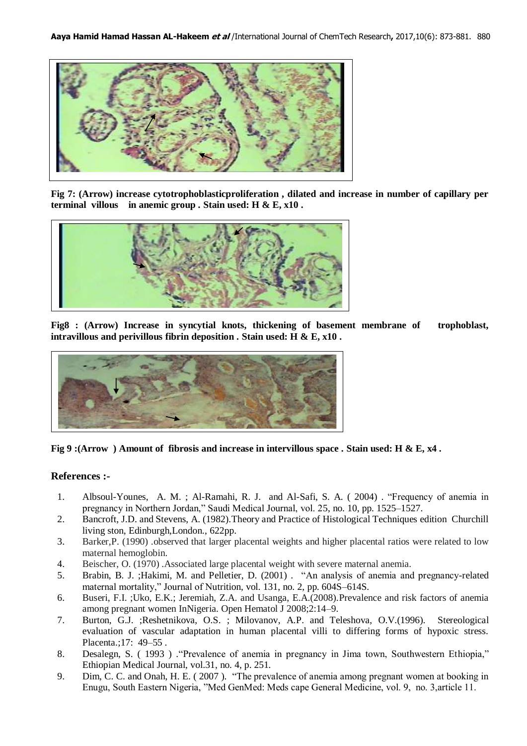**Fig 7: (Arrow) increase cytotrophoblasticproliferation , dilated and increase in number of capillary per terminal villous in anemic group . Stain used: H & E, x10 .**

**Fig8 : (Arrow) Increase in syncytial knots, thickening of basement membrane of trophoblast, intravillous and perivillous fibrin deposition . Stain used: H & E, x10 .**

**Fig 9 :(Arrow ) Amount of fibrosis and increase in intervillous space . Stain used: H & E, x4 .**

## References :-

1. Albsoul-Younes, A. M. ; Al-Ramahi, R. J. and Al-Safi, S. A. ( 2004) . "Frequency of anemia in pregnancy in Northern Jordan," Saudi Medical Journal, vol. 25, no. 10, pp. 1525–1527.
2. Bancroft, J.D. and Stevens, A. (1982).Theory and Practice of Histological Techniques edition Churchill living ston, Edinburgh,London., 622pp.
3. Barker,P. (1990) .observed that larger placental weights and higher placental ratios were related to low maternal hemoglobin.
4. Beischer, O. (1970) .Associated large placental weight with severe maternal anemia.
5. Brabin, B. J. ;Hakimi, M. and Pelletier, D. (2001) . "An analysis of anemia and pregnancy-related maternal mortality," Journal of Nutrition, vol. 131, no. 2, pp. 604S–614S.
6. Buseri, F.I. ;Uko, E.K.; Jeremiah, Z.A. and Usanga, E.A.(2008).Prevalence and risk factors of anemia among pregnant women InNigeria. Open Hematol J 2008;2:14–9.
7. Burton, G.J. ;Reshetnikova, O.S. ; Milovanov, A.P. and Teleshova, O.V.(1996). Stereological evaluation of vascular adaptation in human placental villi to differing forms of hypoxic stress. Placenta.;17: 49–55 .
8. Desalegn, S. ( 1993 ) ."Prevalence of anemia in pregnancy in Jima town, Southwestern Ethiopia," Ethiopian Medical Journal, vol.31, no. 4, p. 251.
9. Dim, C. C. and Onah, H. E. ( 2007 ). "The prevalence of anemia among pregnant women at booking in Enugu, South Eastern Nigeria, "Med GenMed: Meds cape General Medicine, vol. 9, no. 3,article 11.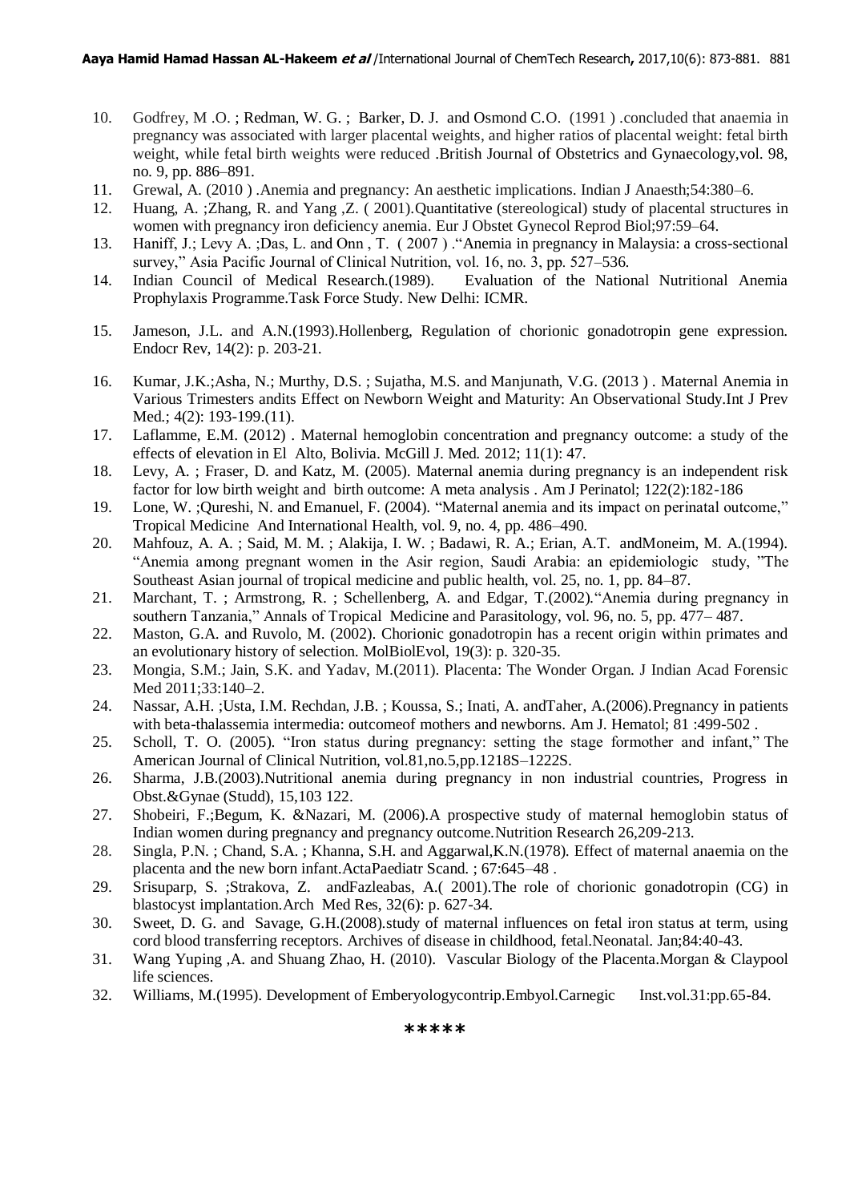10. Godfrey, M .O. ; Redman, W. G. ; Barker, D. J. and Osmond C.O. (1991 ) .concluded that anaemia in pregnancy was associated with larger placental weights, and higher ratios of placental weight: fetal birth weight, while fetal birth weights were reduced .British Journal of Obstetrics and Gynaecology,vol. 98, no. 9, pp. 886–891.
11. Grewal, A. (2010 ) .Anemia and pregnancy: An aesthetic implications. Indian J Anaesth;54:380–6.
12. Huang, A. ;Zhang, R. and Yang ,Z. ( 2001).Quantitative (stereological) study of placental structures in women with pregnancy iron deficiency anemia. Eur J Obstet Gynecol Reprod Biol;97:59–64.
13. Haniff, J.; Levy A. ;Das, L. and Onn , T. ( 2007 ) ."Anemia in pregnancy in Malaysia: a cross-sectional survey," Asia Pacific Journal of Clinical Nutrition, vol. 16, no. 3, pp. 527–536.
14. Indian Council of Medical Research.(1989). Evaluation of the National Nutritional Anemia Prophylaxis Programme.Task Force Study. New Delhi: ICMR.
15. Jameson, J.L. and A.N.(1993).Hollenberg, Regulation of chorionic gonadotropin gene expression. Endocr Rev, 14(2): p. 203-21.
16. Kumar, J.K.;Asha, N.; Murthy, D.S. ; Sujatha, M.S. and Manjunath, V.G. (2013 ) . Maternal Anemia in Various Trimesters andits Effect on Newborn Weight and Maturity: An Observational Study.Int J Prev Med.; 4(2): 193-199.(11).
17. Laflamme, E.M. (2012) . Maternal hemoglobin concentration and pregnancy outcome: a study of the effects of elevation in El Alto, Bolivia. McGill J. Med. 2012; 11(1): 47.
18. Levy, A. ; Fraser, D. and Katz, M. (2005). Maternal anemia during pregnancy is an independent risk factor for low birth weight and birth outcome: A meta analysis . Am J Perinatol; 122(2):182-186
19. Lone, W. ;Qureshi, N. and Emanuel, F. (2004). "Maternal anemia and its impact on perinatal outcome," Tropical Medicine And International Health, vol. 9, no. 4, pp. 486–490.
20. Mahfouz, A. A. ; Said, M. M. ; Alakija, I. W. ; Badawi, R. A.; Erian, A.T. andMoneim, M. A.(1994). "Anemia among pregnant women in the Asir region, Saudi Arabia: an epidemiologic study, "The Southeast Asian journal of tropical medicine and public health, vol. 25, no. 1, pp. 84–87.
21. Marchant, T. ; Armstrong, R. ; Schellenberg, A. and Edgar, T.(2002)."Anemia during pregnancy in southern Tanzania," Annals of Tropical Medicine and Parasitology, vol. 96, no. 5, pp. 477– 487.
22. Maston, G.A. and Ruvolo, M. (2002). Chorionic gonadotropin has a recent origin within primates and an evolutionary history of selection. MolBiolEvol, 19(3): p. 320-35.
23. Mongia, S.M.; Jain, S.K. and Yadav, M.(2011). Placenta: The Wonder Organ. J Indian Acad Forensic Med 2011;33:140–2.
24. Nassar, A.H. ;Usta, I.M. Rechdan, J.B. ; Koussa, S.; Inati, A. andTaher, A.(2006).Pregnancy in patients with beta-thalassemia intermedia: outcomeof mothers and newborns. Am J. Hematol; 81 :499-502 .
25. Scholl, T. O. (2005). "Iron status during pregnancy: setting the stage formother and infant," The American Journal of Clinical Nutrition, vol.81,no.5,pp.1218S–1222S.
26. Sharma, J.B.(2003).Nutritional anemia during pregnancy in non industrial countries, Progress in Obst.&Gynae (Studd), 15,103 122.
27. Shobeiri, F.;Begum, K. &Nazari, M. (2006).A prospective study of maternal hemoglobin status of Indian women during pregnancy and pregnancy outcome.Nutrition Research 26,209-213.
28. Singla, P.N. ; Chand, S.A. ; Khanna, S.H. and Aggarwal,K.N.(1978). Effect of maternal anaemia on the placenta and the new born infant.ActaPaediatr Scand. ; 67:645–48 .
29. Srisuparp, S. ;Strakova, Z. andFazleabas, A.( 2001).The role of chorionic gonadotropin (CG) in blastocyst implantation.Arch Med Res, 32(6): p. 627-34.
30. Sweet, D. G. and Savage, G.H.(2008).study of maternal influences on fetal iron status at term, using cord blood transferring receptors. Archives of disease in childhood, fetal.Neonatal. Jan;84:40-43.
31. Wang Yuping ,A. and Shuang Zhao, H. (2010). Vascular Biology of the Placenta.Morgan & Claypool life sciences.
32. Williams, M.(1995). Development of Emberyologycontrip.Embyol.Carnegic Inst.vol.31:pp.65-84.

*****